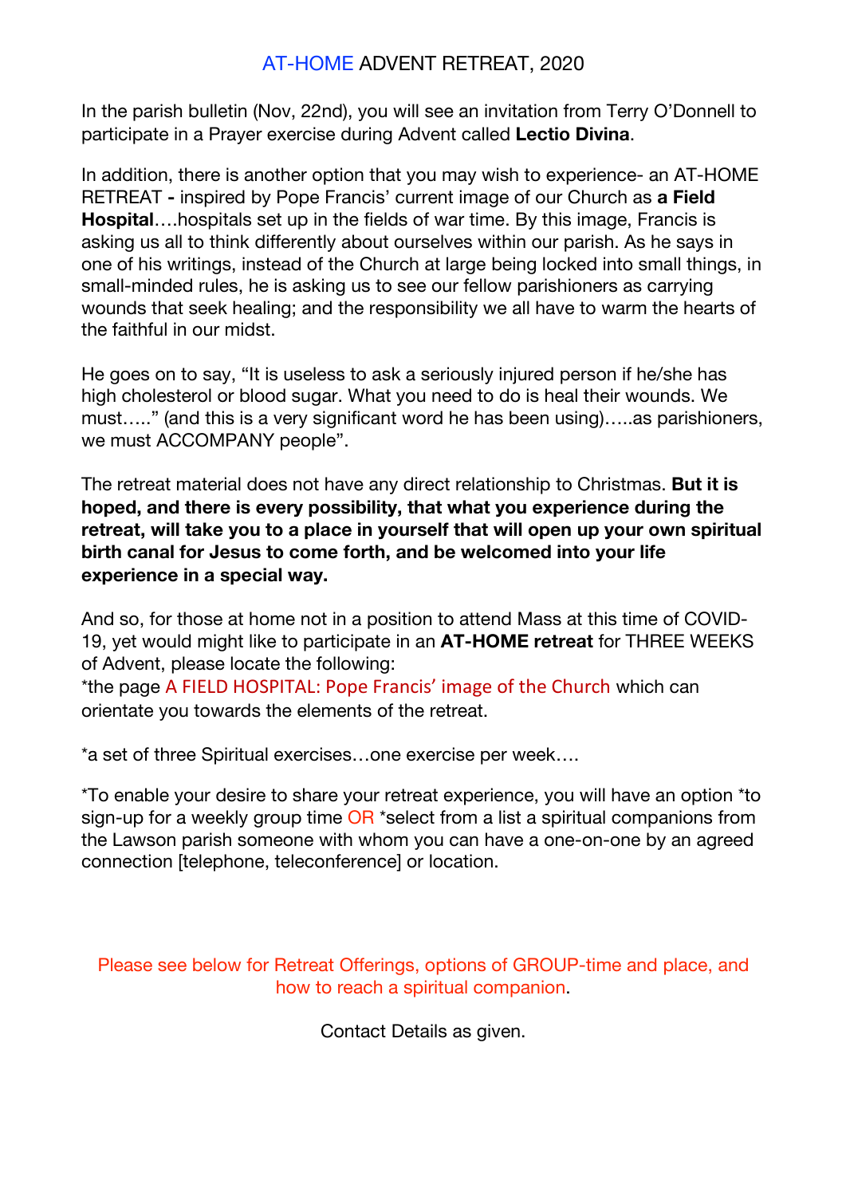# AT-HOME ADVENT RETREAT, 2020

In the parish bulletin (Nov, 22nd), you will see an invitation from Terry O'Donnell to participate in a Prayer exercise during Advent called **Lectio Divina**.

In addition, there is another option that you may wish to experience- an AT-HOME RETREAT **-** inspired by Pope Francis' current image of our Church as **a Field Hospital**….hospitals set up in the fields of war time. By this image, Francis is asking us all to think differently about ourselves within our parish. As he says in one of his writings, instead of the Church at large being locked into small things, in small-minded rules, he is asking us to see our fellow parishioners as carrying wounds that seek healing; and the responsibility we all have to warm the hearts of the faithful in our midst.

He goes on to say, "It is useless to ask a seriously injured person if he/she has high cholesterol or blood sugar. What you need to do is heal their wounds. We must….." (and this is a very significant word he has been using)…..as parishioners, we must ACCOMPANY people".

The retreat material does not have any direct relationship to Christmas. **But it is hoped, and there is every possibility, that what you experience during the retreat, will take you to a place in yourself that will open up your own spiritual birth canal for Jesus to come forth, and be welcomed into your life experience in a special way.**

And so, for those at home not in a position to attend Mass at this time of COVID-19, yet would might like to participate in an **AT-HOME retreat** for THREE WEEKS of Advent, please locate the following:
*the page A FIELD HOSPITAL: Pope Francis' image of the Church which can orientate you towards the elements of the retreat.

*a set of three Spiritual exercises…one exercise per week….

*To enable your desire to share your retreat experience, you will have an option *to sign-up for a weekly group time OR *select from a list a spiritual companions from the Lawson parish someone with whom you can have a one-on-one by an agreed connection [telephone, teleconference] or location.

Please see below for Retreat Offerings, options of GROUP-time and place, and how to reach a spiritual companion.

Contact Details as given.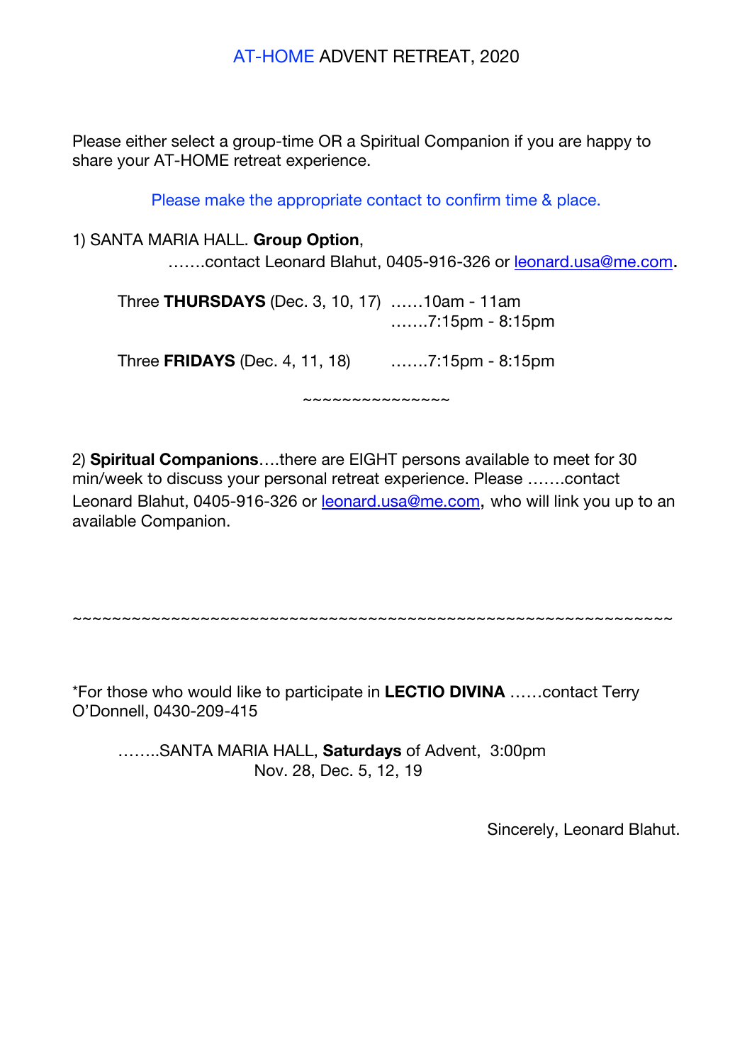# AT-HOME ADVENT RETREAT, 2020

Please either select a group-time OR a Spiritual Companion if you are happy to share your AT-HOME retreat experience.

Please make the appropriate contact to confirm time & place.

1) SANTA MARIA HALL. **Group Option**,

…….contact Leonard Blahut, 0405-916-326 or leonard.usa@me.com.

Three **THURSDAYS** (Dec. 3, 10, 17) ……10am - 11am
…….7:15pm - 8:15pm

Three **FRIDAYS** (Dec. 4, 11, 18) …….7:15pm - 8:15pm

~~~~~~~~~~~~~~~

2) **Spiritual Companions**….there are EIGHT persons available to meet for 30 min/week to discuss your personal retreat experience. Please …….contact Leonard Blahut, 0405-916-326 or leonard.usa@me.com, who will link you up to an available Companion.

~~~~~~~~~~~~~~~~~~~~~~~~~~~~~~~~~~~~~~~~~~~~~~~~~~~~~~~~~~~~~~

*For those who would like to participate in **LECTIO DIVINA** ……contact Terry O'Donnell, 0430-209-415

……..SANTA MARIA HALL, **Saturdays** of Advent, 3:00pm
Nov. 28, Dec. 5, 12, 19

Sincerely, Leonard Blahut.